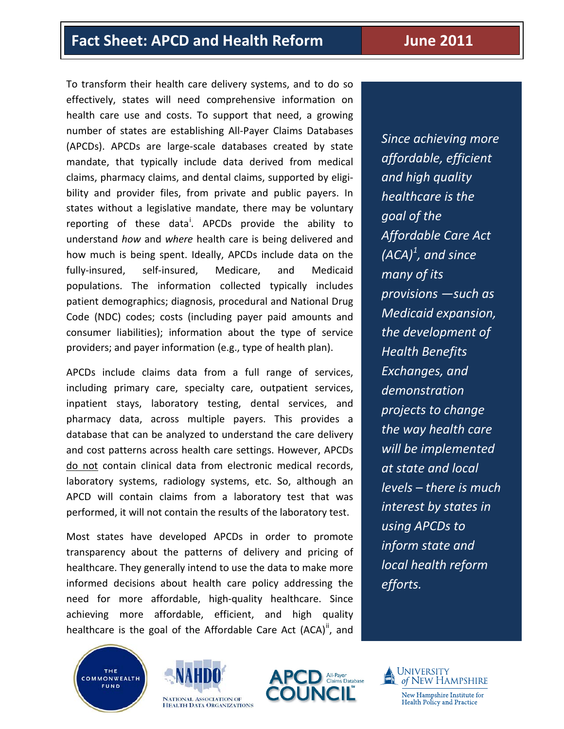# Fact Sheet: APCD and Health Reform

**June 2011**

To transform their health care delivery systems, and to do so effectively, states will need comprehensive information on health care use and costs. To support that need, a growing number of states are establishing All-Payer Claims Databases (APCDs). APCDs are large-scale databases created by state mandate, that typically include data derived from medical claims, pharmacy claims, and dental claims, supported by eligibility and provider files, from private and public payers. In states without a legislative mandate, there may be voluntary reporting of these data[i]. APCDs provide the ability to understand *how* and *where* health care is being delivered and how much is being spent. Ideally, APCDs include data on the fully-insured, self-insured, Medicare, and Medicaid populations. The information collected typically includes patient demographics; diagnosis, procedural and National Drug Code (NDC) codes; costs (including payer paid amounts and consumer liabilities); information about the type of service providers; and payer information (e.g., type of health plan).

APCDs include claims data from a full range of services, including primary care, specialty care, outpatient services, inpatient stays, laboratory testing, dental services, and pharmacy data, across multiple payers. This provides a database that can be analyzed to understand the care delivery and cost patterns across health care settings. However, APCDs do not contain clinical data from electronic medical records, laboratory systems, radiology systems, etc. So, although an APCD will contain claims from a laboratory test that was performed, it will not contain the results of the laboratory test.

Most states have developed APCDs in order to promote transparency about the patterns of delivery and pricing of healthcare. They generally intend to use the data to make more informed decisions about health care policy addressing the need for more affordable, high-quality healthcare. Since achieving more affordable, efficient, and high quality healthcare is the goal of the Affordable Care Act (ACA)[ii], and

> *Since achieving more affordable, efficient and high quality healthcare is the goal of the Affordable Care Act (ACA)[1], and since many of its provisions —such as Medicaid expansion, the development of Health Benefits Exchanges, and demonstration projects to change the way health care will be implemented at state and local levels – there is much interest by states in using APCDs to inform state and local health reform efforts.*

The Commonwealth Fund | NAHDO National Association of Health Data Organizations | APCD Council All-Payer Claims Database | University of New Hampshire — New Hampshire Institute for Health Policy and Practice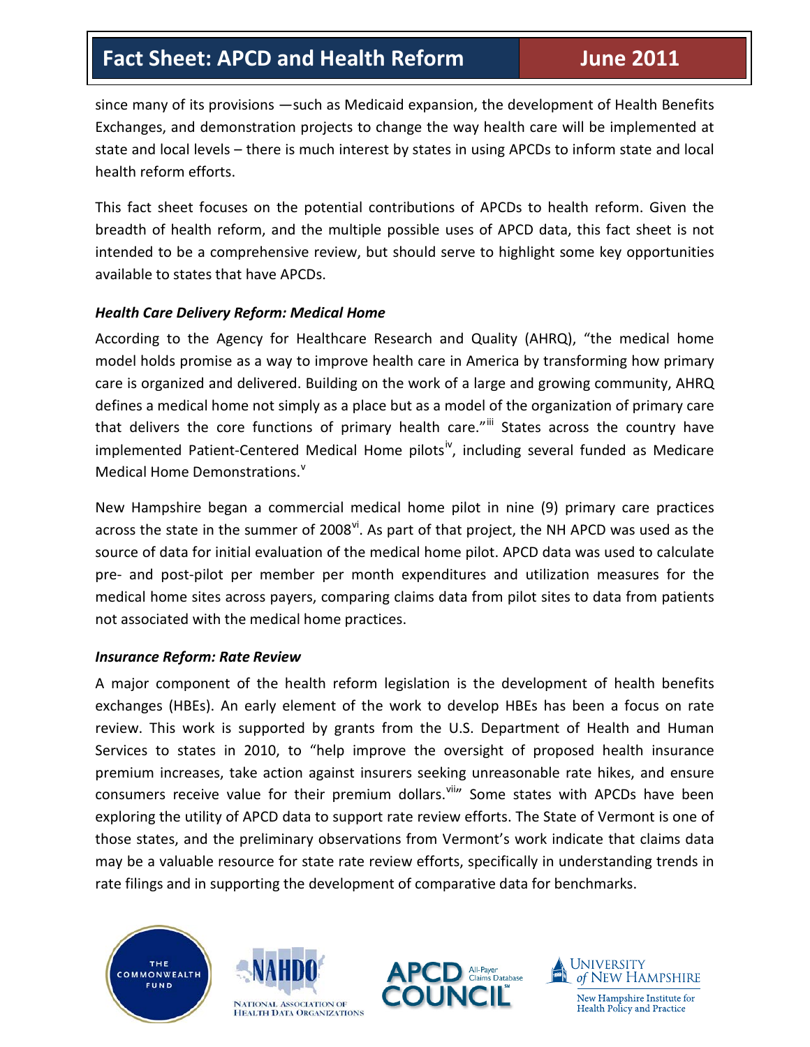since many of its provisions —such as Medicaid expansion, the development of Health Benefits Exchanges, and demonstration projects to change the way health care will be implemented at state and local levels – there is much interest by states in using APCDs to inform state and local health reform efforts.

This fact sheet focuses on the potential contributions of APCDs to health reform. Given the breadth of health reform, and the multiple possible uses of APCD data, this fact sheet is not intended to be a comprehensive review, but should serve to highlight some key opportunities available to states that have APCDs.

***Health Care Delivery Reform: Medical Home***

According to the Agency for Healthcare Research and Quality (AHRQ), "the medical home model holds promise as a way to improve health care in America by transforming how primary care is organized and delivered. Building on the work of a large and growing community, AHRQ defines a medical home not simply as a place but as a model of the organization of primary care that delivers the core functions of primary health care."[iii] States across the country have implemented Patient-Centered Medical Home pilots[iv], including several funded as Medicare Medical Home Demonstrations.[v]

New Hampshire began a commercial medical home pilot in nine (9) primary care practices across the state in the summer of 2008[vi]. As part of that project, the NH APCD was used as the source of data for initial evaluation of the medical home pilot. APCD data was used to calculate pre- and post-pilot per member per month expenditures and utilization measures for the medical home sites across payers, comparing claims data from pilot sites to data from patients not associated with the medical home practices.

***Insurance Reform: Rate Review***

A major component of the health reform legislation is the development of health benefits exchanges (HBEs). An early element of the work to develop HBEs has been a focus on rate review. This work is supported by grants from the U.S. Department of Health and Human Services to states in 2010, to "help improve the oversight of proposed health insurance premium increases, take action against insurers seeking unreasonable rate hikes, and ensure consumers receive value for their premium dollars.[viii]" Some states with APCDs have been exploring the utility of APCD data to support rate review efforts. The State of Vermont is one of those states, and the preliminary observations from Vermont's work indicate that claims data may be a valuable resource for state rate review efforts, specifically in understanding trends in rate filings and in supporting the development of comparative data for benchmarks.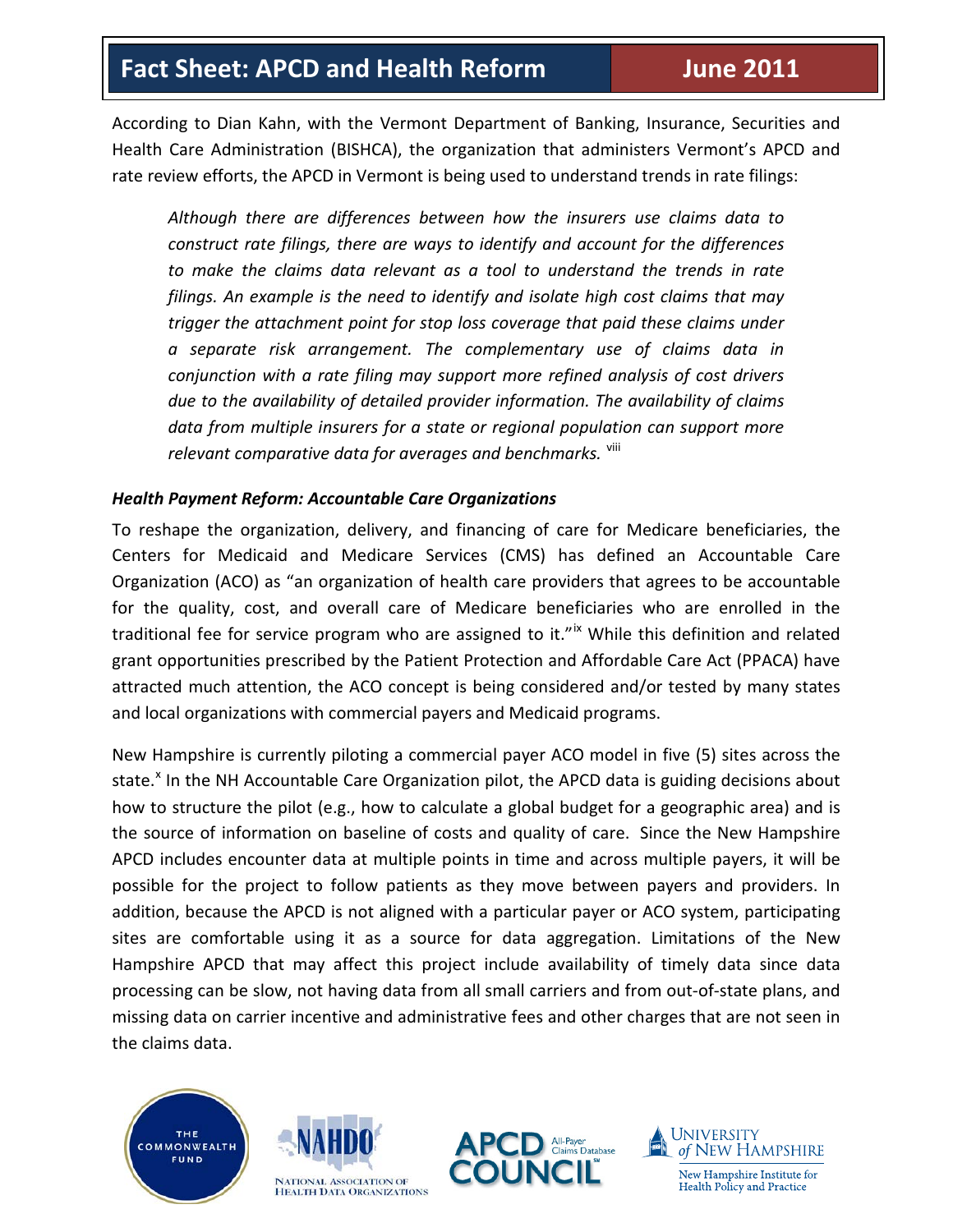According to Dian Kahn, with the Vermont Department of Banking, Insurance, Securities and Health Care Administration (BISHCA), the organization that administers Vermont's APCD and rate review efforts, the APCD in Vermont is being used to understand trends in rate filings:

> *Although there are differences between how the insurers use claims data to construct rate filings, there are ways to identify and account for the differences to make the claims data relevant as a tool to understand the trends in rate filings. An example is the need to identify and isolate high cost claims that may trigger the attachment point for stop loss coverage that paid these claims under a separate risk arrangement. The complementary use of claims data in conjunction with a rate filing may support more refined analysis of cost drivers due to the availability of detailed provider information. The availability of claims data from multiple insurers for a state or regional population can support more relevant comparative data for averages and benchmarks.* [viii]

### *Health Payment Reform: Accountable Care Organizations*

To reshape the organization, delivery, and financing of care for Medicare beneficiaries, the Centers for Medicaid and Medicare Services (CMS) has defined an Accountable Care Organization (ACO) as "an organization of health care providers that agrees to be accountable for the quality, cost, and overall care of Medicare beneficiaries who are enrolled in the traditional fee for service program who are assigned to it."[ix] While this definition and related grant opportunities prescribed by the Patient Protection and Affordable Care Act (PPACA) have attracted much attention, the ACO concept is being considered and/or tested by many states and local organizations with commercial payers and Medicaid programs.

New Hampshire is currently piloting a commercial payer ACO model in five (5) sites across the state.[x] In the NH Accountable Care Organization pilot, the APCD data is guiding decisions about how to structure the pilot (e.g., how to calculate a global budget for a geographic area) and is the source of information on baseline of costs and quality of care. Since the New Hampshire APCD includes encounter data at multiple points in time and across multiple payers, it will be possible for the project to follow patients as they move between payers and providers. In addition, because the APCD is not aligned with a particular payer or ACO system, participating sites are comfortable using it as a source for data aggregation. Limitations of the New Hampshire APCD that may affect this project include availability of timely data since data processing can be slow, not having data from all small carriers and from out-of-state plans, and missing data on carrier incentive and administrative fees and other charges that are not seen in the claims data.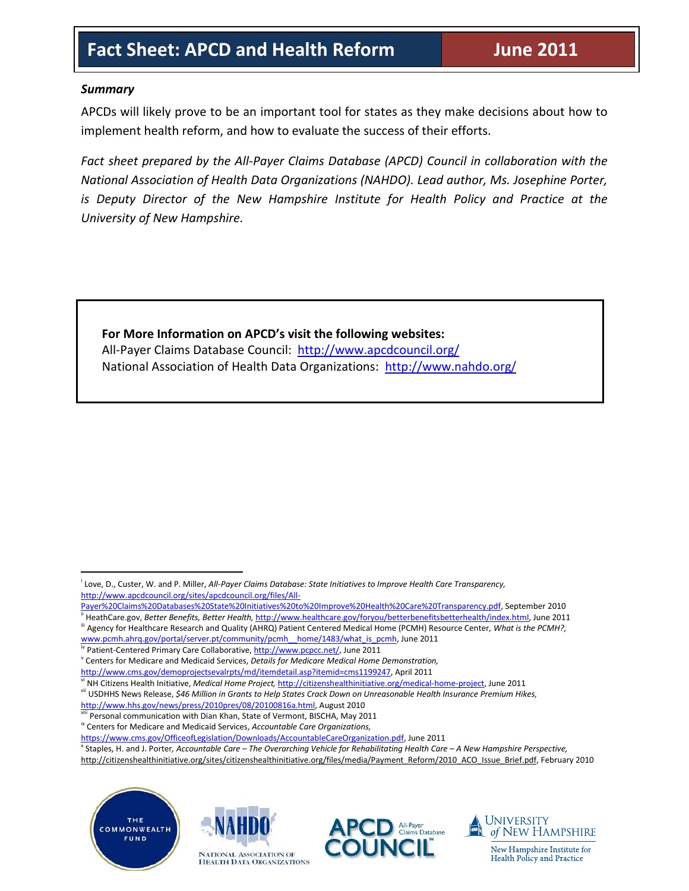# Fact Sheet: APCD and Health Reform — June 2011

***Summary***

APCDs will likely prove to be an important tool for states as they make decisions about how to implement health reform, and how to evaluate the success of their efforts.

*Fact sheet prepared by the All-Payer Claims Database (APCD) Council in collaboration with the National Association of Health Data Organizations (NAHDO). Lead author, Ms. Josephine Porter, is Deputy Director of the New Hampshire Institute for Health Policy and Practice at the University of New Hampshire.*

**For More Information on APCD's visit the following websites:**
All-Payer Claims Database Council: http://www.apcdcouncil.org/
National Association of Health Data Organizations: http://www.nahdo.org/

---

[i] Love, D., Custer, W. and P. Miller, *All-Payer Claims Database: State Initiatives to Improve Health Care Transparency,* http://www.apcdcouncil.org/sites/apcdcouncil.org/files/All-Payer%20Claims%20Databases%20State%20Initiatives%20to%20Improve%20Health%20Care%20Transparency.pdf, September 2010

[ii] HeathCare.gov, *Better Benefits, Better Health,* http://www.healthcare.gov/foryou/betterbenefitsbetterhealth/index.html, June 2011

[iii] Agency for Healthcare Research and Quality (AHRQ) Patient Centered Medical Home (PCMH) Resource Center, *What is the PCMH?,* www.pcmh.ahrq.gov/portal/server.pt/community/pcmh__home/1483/what_is_pcmh, June 2011

[iv] Patient-Centered Primary Care Collaborative, http://www.pcpcc.net/, June 2011

[v] Centers for Medicare and Medicaid Services, *Details for Medicare Medical Home Demonstration,* http://www.cms.gov/demoprojectsevalrpts/md/itemdetail.asp?itemid=cms1199247, April 2011

[vi] NH Citizens Health Initiative, *Medical Home Project,* http://citizenshealthinitiative.org/medical-home-project, June 2011

[vii] USDHHS News Release, *$46 Million in Grants to Help States Crack Down on Unreasonable Health Insurance Premium Hikes,* http://www.hhs.gov/news/press/2010pres/08/20100816a.html, August 2010

[viii] Personal communication with Dian Khan, State of Vermont, BISCHA, May 2011

[ix] Centers for Medicare and Medicaid Services, *Accountable Care Organizations,* https://www.cms.gov/OfficeofLegislation/Downloads/AccountableCareOrganization.pdf, June 2011

[x] Staples, H. and J. Porter*, Accountable Care – The Overarching Vehicle for Rehabilitating Health Care – A New Hampshire Perspective,* http://citizenshealthinitiative.org/sites/citizenshealthinitiative.org/files/media/Payment_Reform/2010_ACO_Issue_Brief.pdf, February 2010

THE COMMONWEALTH FUND

NAHDO — NATIONAL ASSOCIATION OF HEALTH DATA ORGANIZATIONS

APCD COUNCIL — All-Payer Claims Database

UNIVERSITY of NEW HAMPSHIRE — New Hampshire Institute for Health Policy and Practice